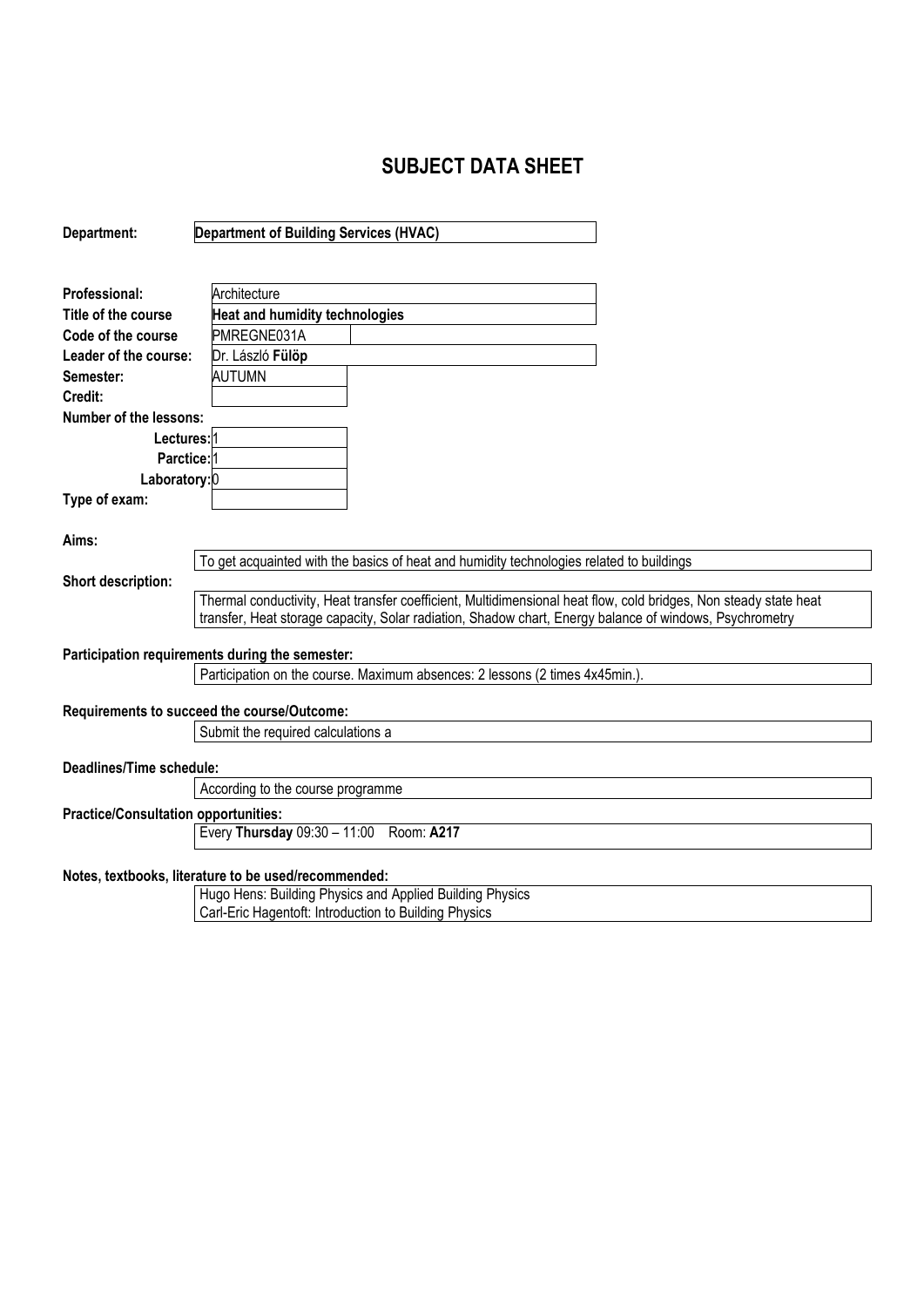# SUBJECT DATA SHEET

| | |
|---|---|
| **Department:** | **Department of Building Services (HVAC)** |

| | |
|---|---|
| **Professional:** | Architecture |
| **Title of the course** | **Heat and humidity technologies** |
| **Code of the course** | PMREGNE031A |
| **Leader of the course:** | Dr. László **Fülöp** |
| **Semester:** | AUTUMN |
| **Credit:** | |
| **Number of the lessons:** | |
| **Lectures:** | 1 |
| **Parctice:** | 1 |
| **Laboratory:** | 0 |
| **Type of exam:** | |

**Aims:**

To get acquainted with the basics of heat and humidity technologies related to buildings

**Short description:**

Thermal conductivity, Heat transfer coefficient, Multidimensional heat flow, cold bridges, Non steady state heat transfer, Heat storage capacity, Solar radiation, Shadow chart, Energy balance of windows, Psychrometry

**Participation requirements during the semester:**

Participation on the course. Maximum absences: 2 lessons (2 times 4x45min.).

**Requirements to succeed the course/Outcome:**

Submit the required calculations a

**Deadlines/Time schedule:**

According to the course programme

**Practice/Consultation opportunities:**

Every **Thursday** 09:30 – 11:00 Room: **A217**

**Notes, textbooks, literature to be used/recommended:**

Hugo Hens: Building Physics and Applied Building Physics
Carl-Eric Hagentoft: Introduction to Building Physics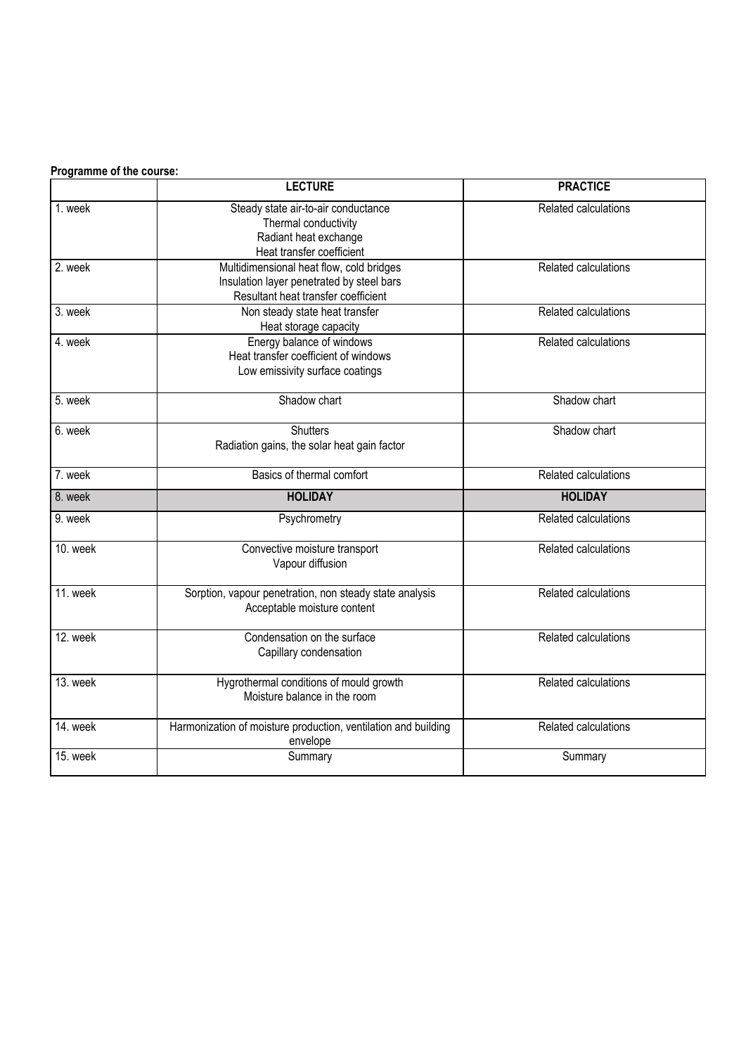**Programme of the course:**

| | LECTURE | PRACTICE |
|---|---|---|
| 1. week | Steady state air-to-air conductance<br>Thermal conductivity<br>Radiant heat exchange<br>Heat transfer coefficient | Related calculations |
| 2. week | Multidimensional heat flow, cold bridges<br>Insulation layer penetrated by steel bars<br>Resultant heat transfer coefficient | Related calculations |
| 3. week | Non steady state heat transfer<br>Heat storage capacity | Related calculations |
| 4. week | Energy balance of windows<br>Heat transfer coefficient of windows<br>Low emissivity surface coatings | Related calculations |
| 5. week | Shadow chart | Shadow chart |
| 6. week | Shutters<br>Radiation gains, the solar heat gain factor | Shadow chart |
| 7. week | Basics of thermal comfort | Related calculations |
| 8. week | **HOLIDAY** | **HOLIDAY** |
| 9. week | Psychrometry | Related calculations |
| 10. week | Convective moisture transport<br>Vapour diffusion | Related calculations |
| 11. week | Sorption, vapour penetration, non steady state analysis<br>Acceptable moisture content | Related calculations |
| 12. week | Condensation on the surface<br>Capillary condensation | Related calculations |
| 13. week | Hygrothermal conditions of mould growth<br>Moisture balance in the room | Related calculations |
| 14. week | Harmonization of moisture production, ventilation and building envelope | Related calculations |
| 15. week | Summary | Summary |